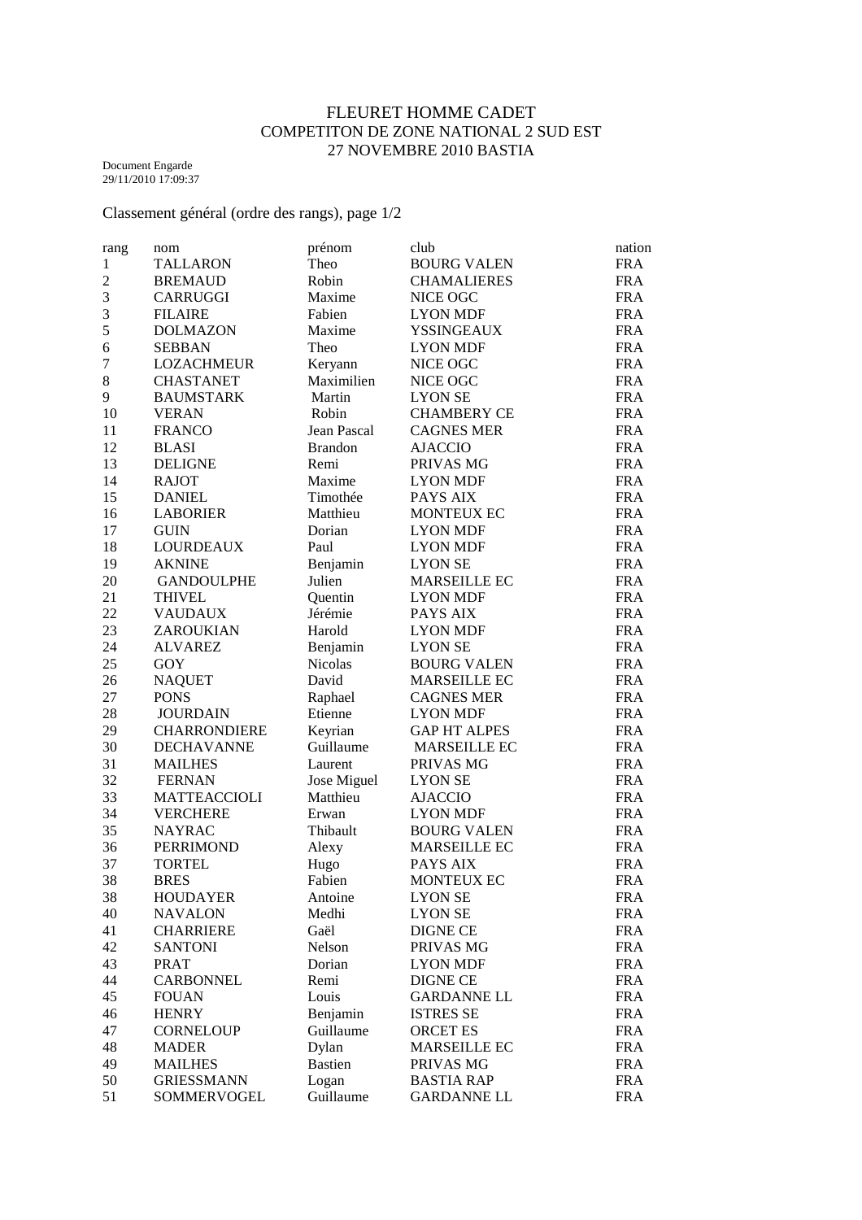# FLEURET HOMME CADET
## COMPETITON DE ZONE NATIONAL 2 SUD EST
## 27 NOVEMBRE 2010 BASTIA

Document Engarde
29/11/2010 17:09:37

Classement général (ordre des rangs), page 1/2

| rang | nom | prénom | club | nation |
|---|---|---|---|---|
| 1 | TALLARON | Theo | BOURG VALEN | FRA |
| 2 | BREMAUD | Robin | CHAMALIERES | FRA |
| 3 | CARRUGGI | Maxime | NICE OGC | FRA |
| 3 | FILAIRE | Fabien | LYON MDF | FRA |
| 5 | DOLMAZON | Maxime | YSSINGEAUX | FRA |
| 6 | SEBBAN | Theo | LYON MDF | FRA |
| 7 | LOZACHMEUR | Keryann | NICE OGC | FRA |
| 8 | CHASTANET | Maximilien | NICE OGC | FRA |
| 9 | BAUMSTARK | Martin | LYON SE | FRA |
| 10 | VERAN | Robin | CHAMBERY CE | FRA |
| 11 | FRANCO | Jean Pascal | CAGNES MER | FRA |
| 12 | BLASI | Brandon | AJACCIO | FRA |
| 13 | DELIGNE | Remi | PRIVAS MG | FRA |
| 14 | RAJOT | Maxime | LYON MDF | FRA |
| 15 | DANIEL | Timothée | PAYS AIX | FRA |
| 16 | LABORIER | Matthieu | MONTEUX EC | FRA |
| 17 | GUIN | Dorian | LYON MDF | FRA |
| 18 | LOURDEAUX | Paul | LYON MDF | FRA |
| 19 | AKNINE | Benjamin | LYON SE | FRA |
| 20 | GANDOULPHE | Julien | MARSEILLE EC | FRA |
| 21 | THIVEL | Quentin | LYON MDF | FRA |
| 22 | VAUDAUX | Jérémie | PAYS AIX | FRA |
| 23 | ZAROUKIAN | Harold | LYON MDF | FRA |
| 24 | ALVAREZ | Benjamin | LYON SE | FRA |
| 25 | GOY | Nicolas | BOURG VALEN | FRA |
| 26 | NAQUET | David | MARSEILLE EC | FRA |
| 27 | PONS | Raphael | CAGNES MER | FRA |
| 28 | JOURDAIN | Etienne | LYON MDF | FRA |
| 29 | CHARRONDIERE | Keyrian | GAP HT ALPES | FRA |
| 30 | DECHAVANNE | Guillaume | MARSEILLE EC | FRA |
| 31 | MAILHES | Laurent | PRIVAS MG | FRA |
| 32 | FERNAN | Jose Miguel | LYON SE | FRA |
| 33 | MATTEACCIOLI | Matthieu | AJACCIO | FRA |
| 34 | VERCHERE | Erwan | LYON MDF | FRA |
| 35 | NAYRAC | Thibault | BOURG VALEN | FRA |
| 36 | PERRIMOND | Alexy | MARSEILLE EC | FRA |
| 37 | TORTEL | Hugo | PAYS AIX | FRA |
| 38 | BRES | Fabien | MONTEUX EC | FRA |
| 38 | HOUDAYER | Antoine | LYON SE | FRA |
| 40 | NAVALON | Medhi | LYON SE | FRA |
| 41 | CHARRIERE | Gaël | DIGNE CE | FRA |
| 42 | SANTONI | Nelson | PRIVAS MG | FRA |
| 43 | PRAT | Dorian | LYON MDF | FRA |
| 44 | CARBONNEL | Remi | DIGNE CE | FRA |
| 45 | FOUAN | Louis | GARDANNE LL | FRA |
| 46 | HENRY | Benjamin | ISTRES SE | FRA |
| 47 | CORNELOUP | Guillaume | ORCET ES | FRA |
| 48 | MADER | Dylan | MARSEILLE EC | FRA |
| 49 | MAILHES | Bastien | PRIVAS MG | FRA |
| 50 | GRIESSMANN | Logan | BASTIA RAP | FRA |
| 51 | SOMMERVOGEL | Guillaume | GARDANNE LL | FRA |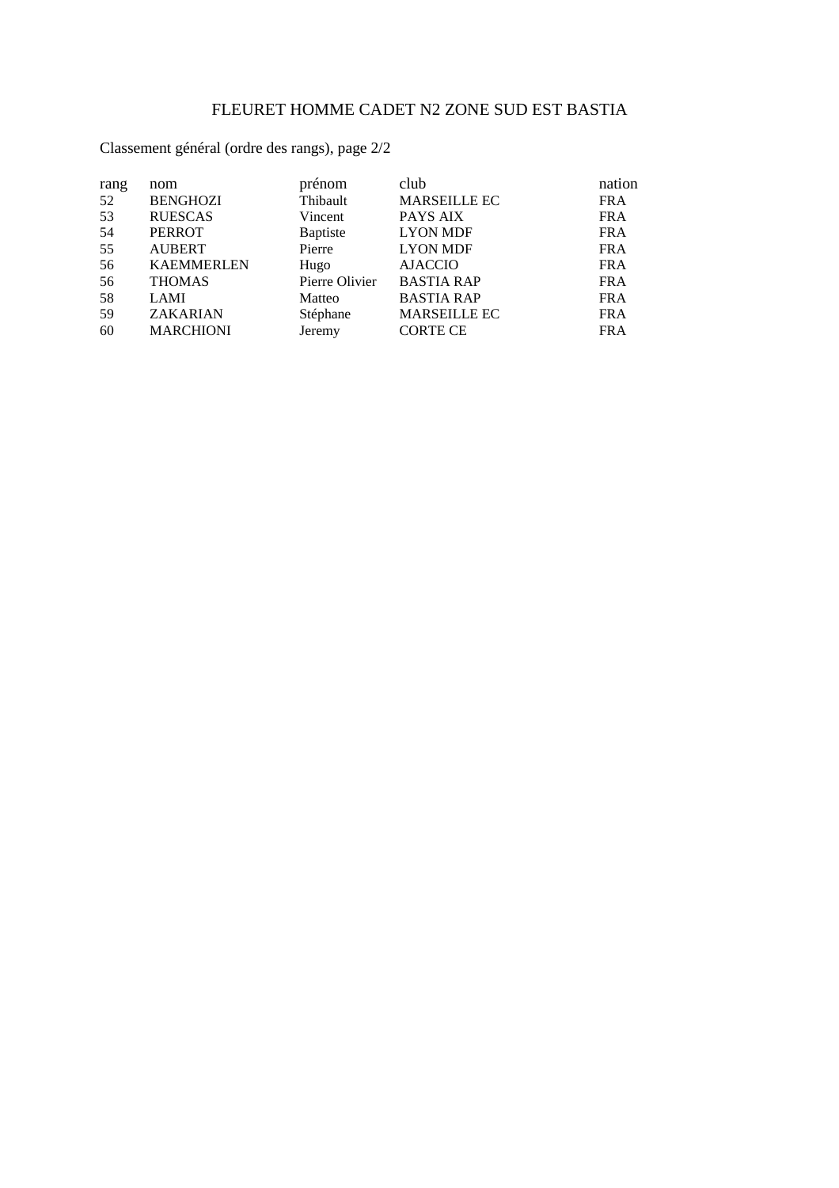# FLEURET HOMME CADET N2 ZONE SUD EST BASTIA

Classement général (ordre des rangs), page 2/2

| rang | nom | prénom | club | nation |
|---|---|---|---|---|
| 52 | BENGHOZI | Thibault | MARSEILLE EC | FRA |
| 53 | RUESCAS | Vincent | PAYS AIX | FRA |
| 54 | PERROT | Baptiste | LYON MDF | FRA |
| 55 | AUBERT | Pierre | LYON MDF | FRA |
| 56 | KAEMMERLEN | Hugo | AJACCIO | FRA |
| 56 | THOMAS | Pierre Olivier | BASTIA RAP | FRA |
| 58 | LAMI | Matteo | BASTIA RAP | FRA |
| 59 | ZAKARIAN | Stéphane | MARSEILLE EC | FRA |
| 60 | MARCHIONI | Jeremy | CORTE CE | FRA |